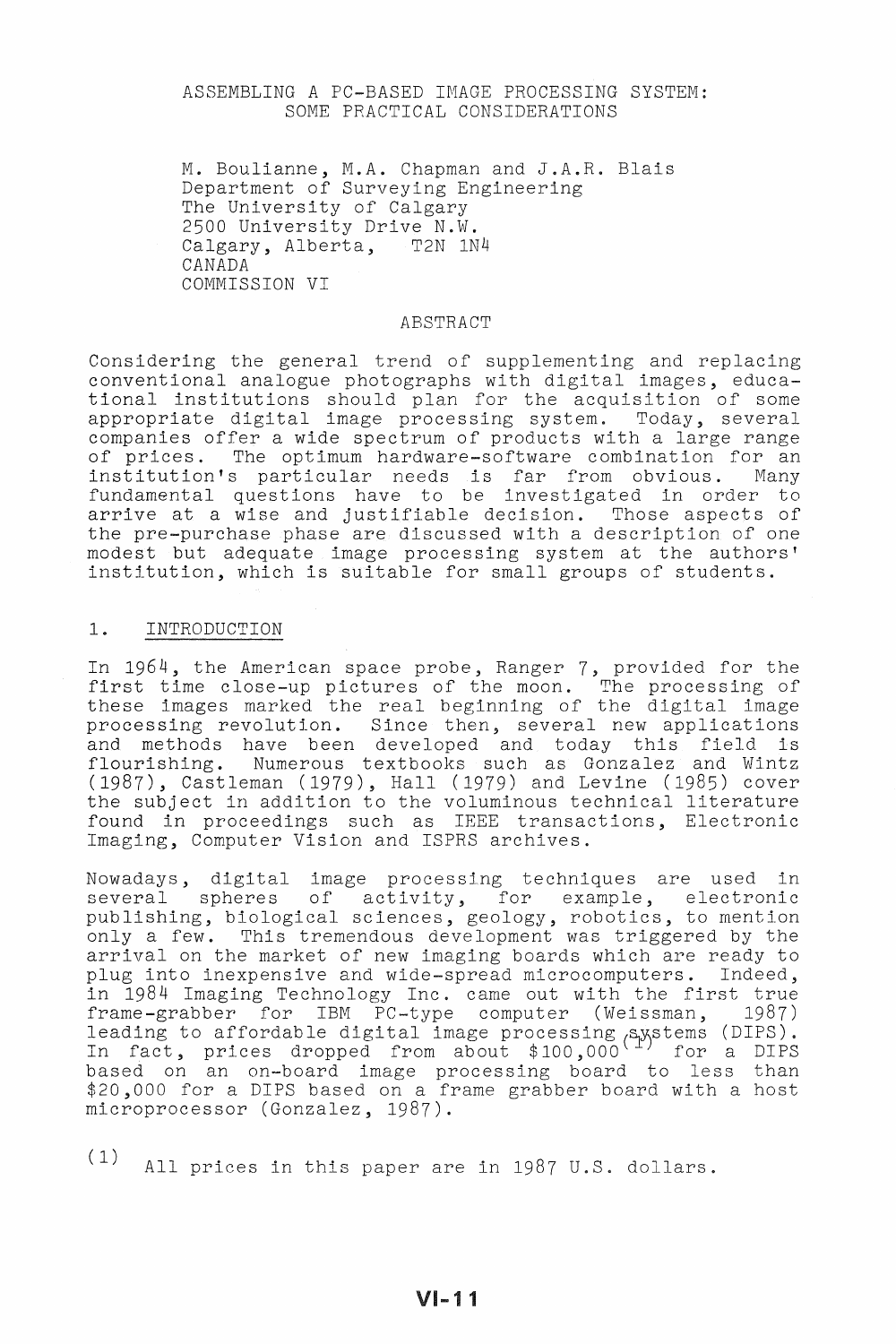# ASSEMBLING A PC-BASED IMAGE PROCESSING SYSTEM: SOME PRACTICAL CONSIDERATIONS

M. Boulianne, M.A. Chapman and J.A.R. Blais
Department of Surveying Engineering
The University of Calgary
2500 University Drive N.W.
Calgary, Alberta, T2N 1N4
CANADA
COMMISSION VI

## ABSTRACT

Considering the general trend of supplementing and replacing conventional analogue photographs with digital images, educational institutions should plan for the acquisition of some appropriate digital image processing system. Today, several companies offer a wide spectrum of products with a large range of prices. The optimum hardware-software combination for an institution's particular needs is far from obvious. Many fundamental questions have to be investigated in order to arrive at a wise and justifiable decision. Those aspects of the pre-purchase phase are discussed with a description of one modest but adequate image processing system at the authors' institution, which is suitable for small groups of students.

## 1. INTRODUCTION

In 1964, the American space probe, Ranger 7, provided for the first time close-up pictures of the moon. The processing of these images marked the real beginning of the digital image processing revolution. Since then, several new applications and methods have been developed and today this field is flourishing. Numerous textbooks such as Gonzalez and Wintz (1987), Castleman (1979), Hall (1979) and Levine (1985) cover the subject in addition to the voluminous technical literature found in proceedings such as IEEE transactions, Electronic Imaging, Computer Vision and ISPRS archives.

Nowadays, digital image processing techniques are used in several spheres of activity, for example, electronic publishing, biological sciences, geology, robotics, to mention only a few. This tremendous development was triggered by the arrival on the market of new imaging boards which are ready to plug into inexpensive and wide-spread microcomputers. Indeed, in 1984 Imaging Technology Inc. came out with the first true frame-grabber for IBM PC-type computer (Weissman, 1987) leading to affordable digital image processing systems (DIPS). In fact, prices dropped from about \$100,000[1] for a DIPS based on an on-board image processing board to less than \$20,000 for a DIPS based on a frame grabber board with a host microprocessor (Gonzalez, 1987).

[1] All prices in this paper are in 1987 U.S. dollars.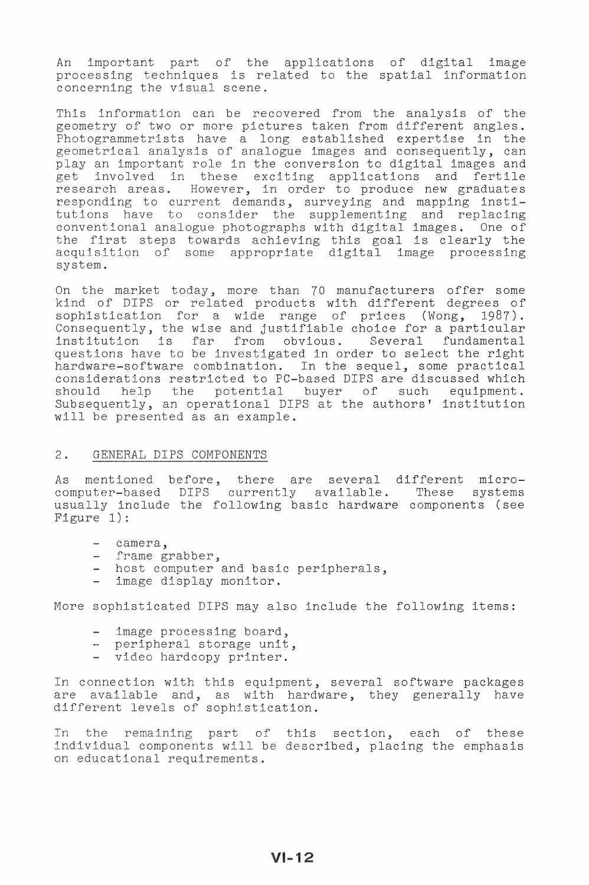An important part of the applications of digital image processing techniques is related to the spatial information concerning the visual scene.

This information can be recovered from the analysis of the geometry of two or more pictures taken from different angles. Photogrammetrists have a long established expertise in the geometrical analysis of analogue images and consequently, can play an important role in the conversion to digital images and get involved in these exciting applications and fertile research areas. However, in order to produce new graduates responding to current demands, surveying and mapping institutions have to consider the supplementing and replacing conventional analogue photographs with digital images. One of the first steps towards achieving this goal is clearly the acquisition of some appropriate digital image processing system.

On the market today, more than 70 manufacturers offer some kind of DIPS or related products with different degrees of sophistication for a wide range of prices (Wong, 1987). Consequently, the wise and justifiable choice for a particular institution is far from obvious. Several fundamental questions have to be investigated in order to select the right hardware-software combination. In the sequel, some practical considerations restricted to PC-based DIPS are discussed which should help the potential buyer of such equipment. Subsequently, an operational DIPS at the authors' institution will be presented as an example.

## 2. GENERAL DIPS COMPONENTS

As mentioned before, there are several different microcomputer-based DIPS currently available. These systems usually include the following basic hardware components (see Figure 1):

- camera,
- frame grabber,
- host computer and basic peripherals,
- image display monitor.

More sophisticated DIPS may also include the following items:

- image processing board,
- peripheral storage unit,
- video hardcopy printer.

In connection with this equipment, several software packages are available and, as with hardware, they generally have different levels of sophistication.

In the remaining part of this section, each of these individual components will be described, placing the emphasis on educational requirements.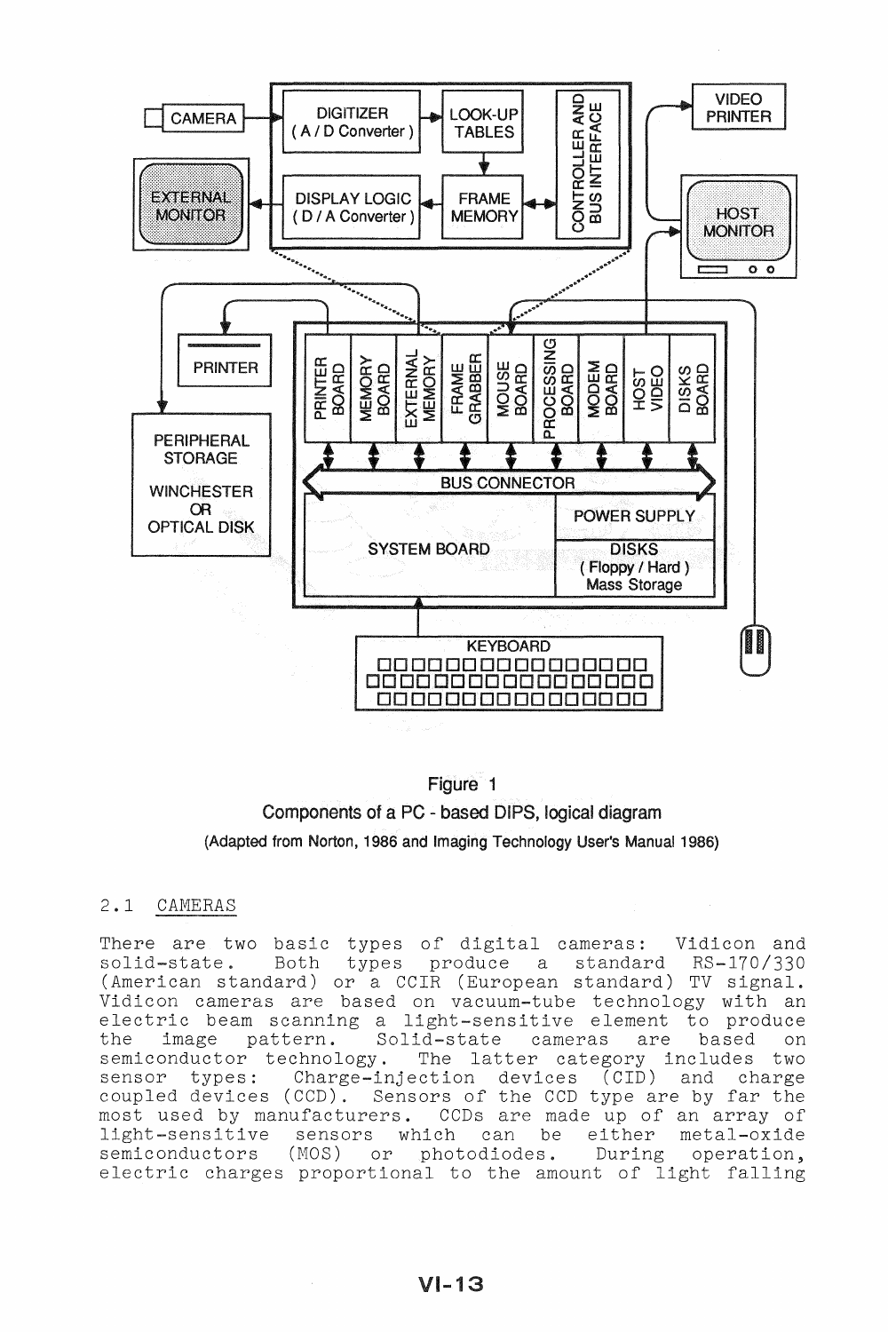Figure 1

Components of a PC - based DIPS, logical diagram

(Adapted from Norton, 1986 and Imaging Technology User's Manual 1986)

## 2.1 CAMERAS

There are two basic types of digital cameras: Vidicon and solid-state. Both types produce a standard RS-170/330 (American standard) or a CCIR (European standard) TV signal. Vidicon cameras are based on vacuum-tube technology with an electric beam scanning a light-sensitive element to produce the image pattern. Solid-state cameras are based on semiconductor technology. The latter category includes two sensor types: Charge-injection devices (CID) and charge coupled devices (CCD). Sensors of the CCD type are by far the most used by manufacturers. CCDs are made up of an array of light-sensitive sensors which can be either metal-oxide semiconductors (MOS) or photodiodes. During operation, electric charges proportional to the amount of light falling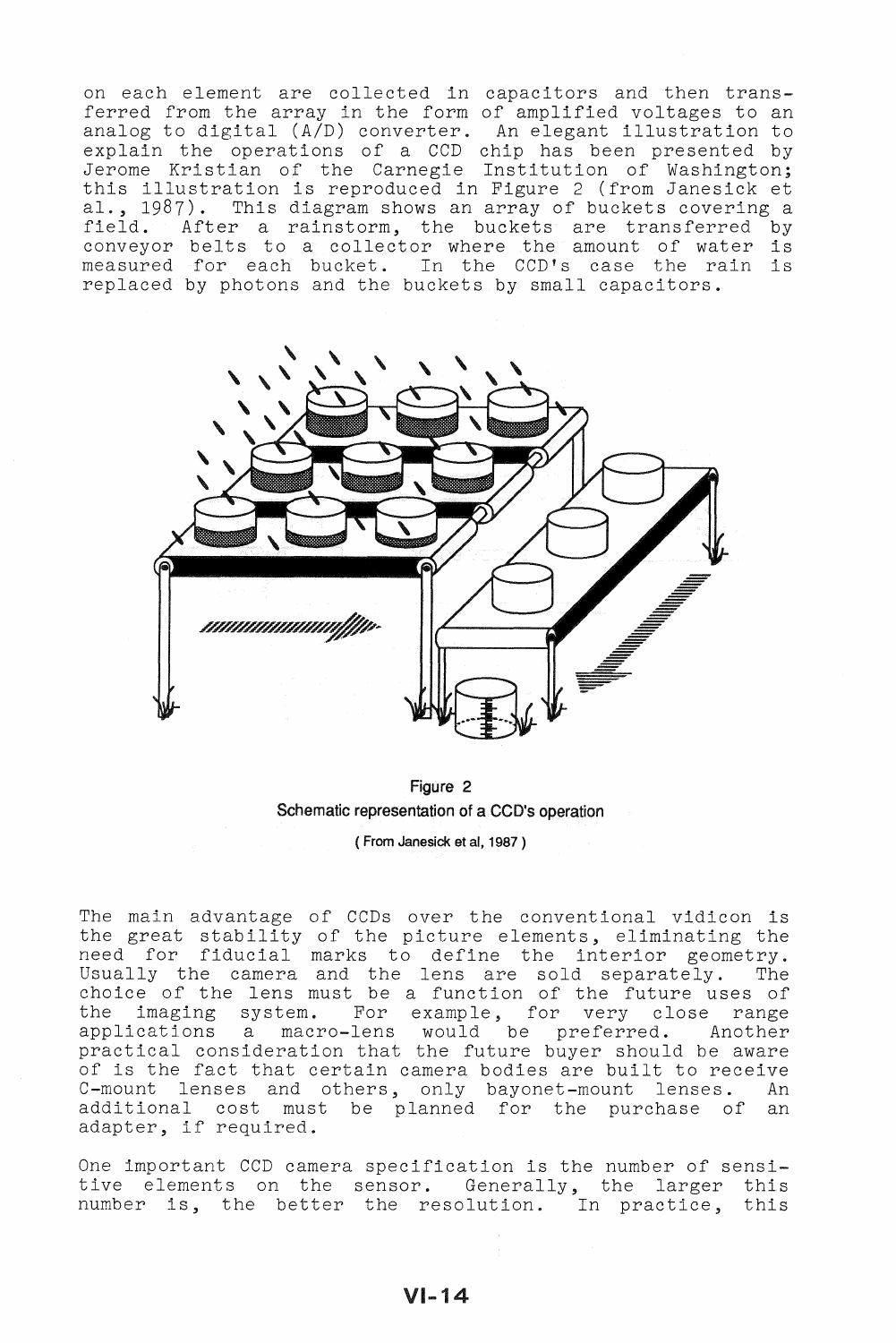on each element are collected in capacitors and then transferred from the array in the form of amplified voltages to an analog to digital (A/D) converter. An elegant illustration to explain the operations of a CCD chip has been presented by Jerome Kristian of the Carnegie Institution of Washington; this illustration is reproduced in Figure 2 (from Janesick et al., 1987). This diagram shows an array of buckets covering a field. After a rainstorm, the buckets are transferred by conveyor belts to a collector where the amount of water is measured for each bucket. In the CCD's case the rain is replaced by photons and the buckets by small capacitors.

Figure 2
Schematic representation of a CCD's operation
( From Janesick et al, 1987 )

The main advantage of CCDs over the conventional vidicon is the great stability of the picture elements, eliminating the need for fiducial marks to define the interior geometry. Usually the camera and the lens are sold separately. The choice of the lens must be a function of the future uses of the imaging system. For example, for very close range applications a macro-lens would be preferred. Another practical consideration that the future buyer should be aware of is the fact that certain camera bodies are built to receive C-mount lenses and others, only bayonet-mount lenses. An additional cost must be planned for the purchase of an adapter, if required.

One important CCD camera specification is the number of sensitive elements on the sensor. Generally, the larger this number is, the better the resolution. In practice, this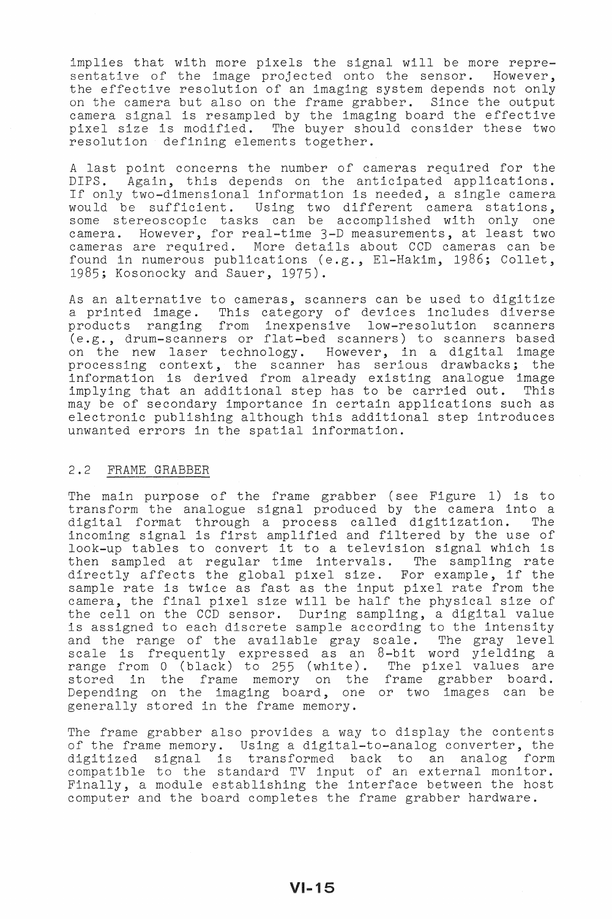implies that with more pixels the signal will be more representative of the image projected onto the sensor. However, the effective resolution of an imaging system depends not only on the camera but also on the frame grabber. Since the output camera signal is resampled by the imaging board the effective pixel size is modified. The buyer should consider these two resolution defining elements together.

A last point concerns the number of cameras required for the DIPS. Again, this depends on the anticipated applications. If only two-dimensional information is needed, a single camera would be sufficient. Using two different camera stations, some stereoscopic tasks can be accomplished with only one camera. However, for real-time 3-D measurements, at least two cameras are required. More details about CCD cameras can be found in numerous publications (e.g., El-Hakim, 1986; Collet, 1985; Kosonocky and Sauer, 1975).

As an alternative to cameras, scanners can be used to digitize a printed image. This category of devices includes diverse products ranging from inexpensive low-resolution scanners (e.g., drum-scanners or flat-bed scanners) to scanners based on the new laser technology. However, in a digital image processing context, the scanner has serious drawbacks; the information is derived from already existing analogue image implying that an additional step has to be carried out. This may be of secondary importance in certain applications such as electronic publishing although this additional step introduces unwanted errors in the spatial information.

## 2.2 FRAME GRABBER

The main purpose of the frame grabber (see Figure 1) is to transform the analogue signal produced by the camera into a digital format through a process called digitization. The incoming signal is first amplified and filtered by the use of look-up tables to convert it to a television signal which is then sampled at regular time intervals. The sampling rate directly affects the global pixel size. For example, if the sample rate is twice as fast as the input pixel rate from the camera, the final pixel size will be half the physical size of the cell on the CCD sensor. During sampling, a digital value is assigned to each discrete sample according to the intensity and the range of the available gray scale. The gray level scale is frequently expressed as an 8-bit word yielding a range from 0 (black) to 255 (white). The pixel values are stored in the frame memory on the frame grabber board. Depending on the imaging board, one or two images can be generally stored in the frame memory.

The frame grabber also provides a way to display the contents of the frame memory. Using a digital-to-analog converter, the digitized signal is transformed back to an analog form compatible to the standard TV input of an external monitor. Finally, a module establishing the interface between the host computer and the board completes the frame grabber hardware.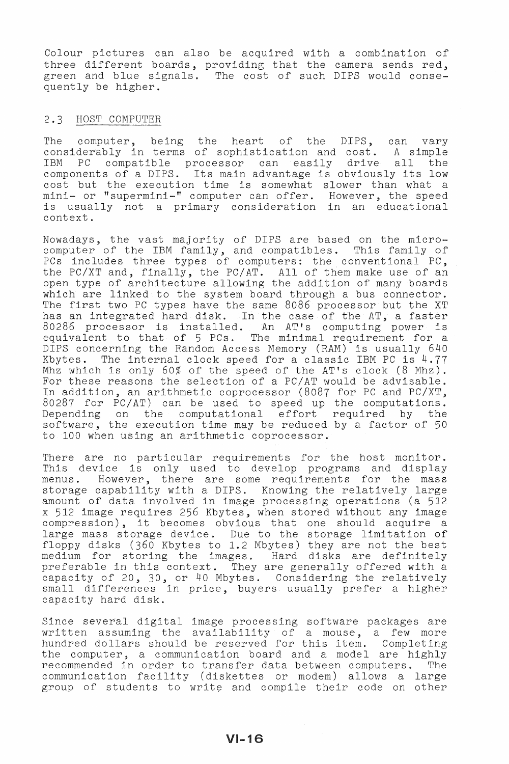Colour pictures can also be acquired with a combination of three different boards, providing that the camera sends red, green and blue signals. The cost of such DIPS would consequently be higher.

## 2.3 HOST COMPUTER

The computer, being the heart of the DIPS, can vary considerably in terms of sophistication and cost. A simple IBM PC compatible processor can easily drive all the components of a DIPS. Its main advantage is obviously its low cost but the execution time is somewhat slower than what a mini- or "supermini-" computer can offer. However, the speed is usually not a primary consideration in an educational context.

Nowadays, the vast majority of DIPS are based on the microcomputer of the IBM family, and compatibles. This family of PCs includes three types of computers: the conventional PC, the PC/XT and, finally, the PC/AT. All of them make use of an open type of architecture allowing the addition of many boards which are linked to the system board through a bus connector. The first two PC types have the same 8086 processor but the XT has an integrated hard disk. In the case of the AT, a faster 80286 processor is installed. An AT's computing power is equivalent to that of 5 PCs. The minimal requirement for a DIPS concerning the Random Access Memory (RAM) is usually 640 Kbytes. The internal clock speed for a classic IBM PC is 4.77 Mhz which is only 60% of the speed of the AT's clock (8 Mhz). For these reasons the selection of a PC/AT would be advisable. In addition, an arithmetic coprocessor (8087 for PC and PC/XT, 80287 for PC/AT) can be used to speed up the computations. Depending on the computational effort required by the software, the execution time may be reduced by a factor of 50 to 100 when using an arithmetic coprocessor.

There are no particular requirements for the host monitor. This device is only used to develop programs and display menus. However, there are some requirements for the mass storage capability with a DIPS. Knowing the relatively large amount of data involved in image processing operations (a 512 x 512 image requires 256 Kbytes, when stored without any image compression), it becomes obvious that one should acquire a large mass storage device. Due to the storage limitation of floppy disks (360 Kbytes to 1.2 Mbytes) they are not the best medium for storing the images. Hard disks are definitely preferable in this context. They are generally offered with a capacity of 20, 30, or 40 Mbytes. Considering the relatively small differences in price, buyers usually prefer a higher capacity hard disk.

Since several digital image processing software packages are written assuming the availability of a mouse, a few more hundred dollars should be reserved for this item. Completing the computer, a communication board and a model are highly recommended in order to transfer data between computers. The communication facility (diskettes or modem) allows a large group of students to write and compile their code on other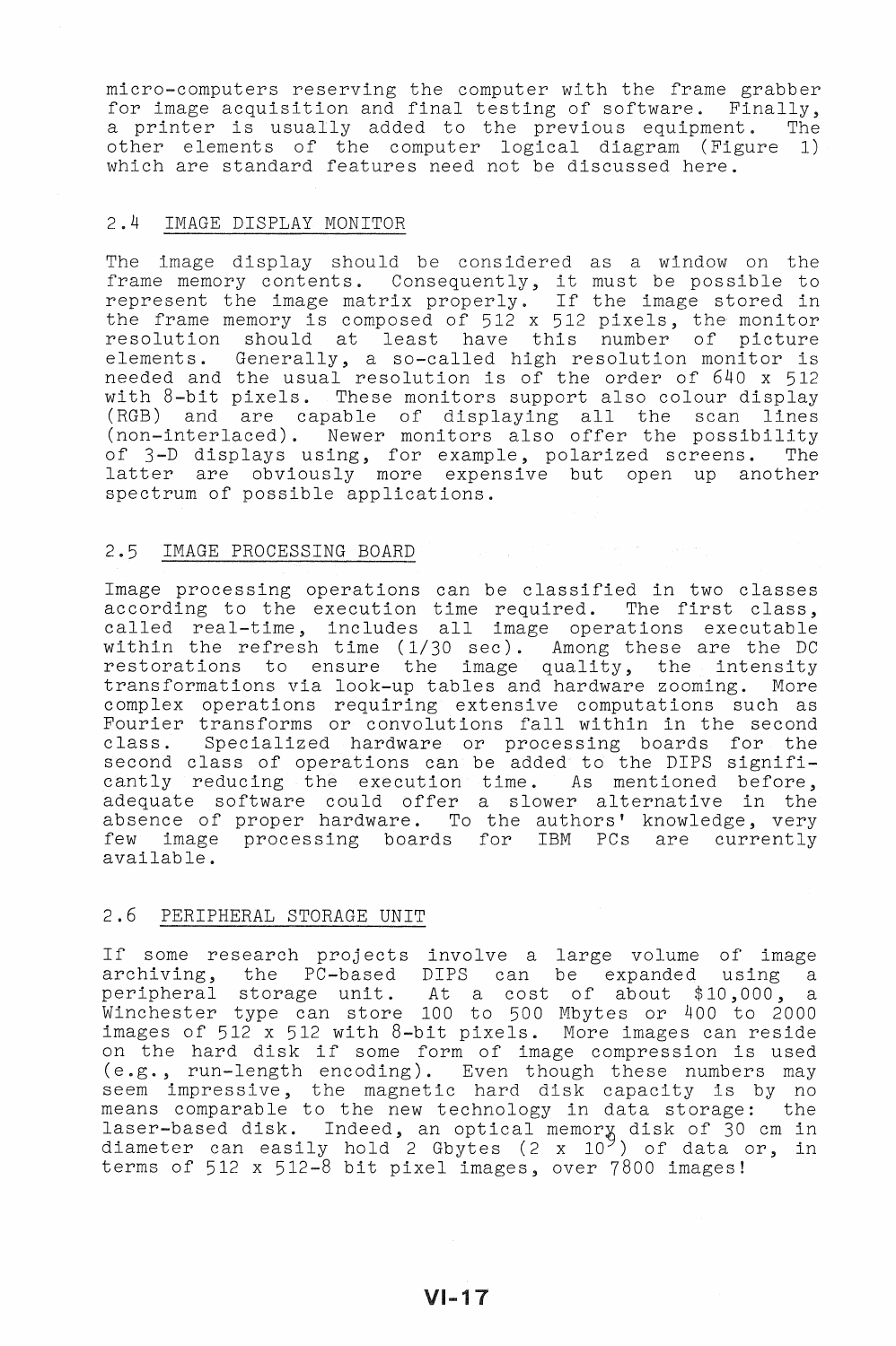micro-computers reserving the computer with the frame grabber for image acquisition and final testing of software. Finally, a printer is usually added to the previous equipment. The other elements of the computer logical diagram (Figure 1) which are standard features need not be discussed here.

## 2.4 IMAGE DISPLAY MONITOR

The image display should be considered as a window on the frame memory contents. Consequently, it must be possible to represent the image matrix properly. If the image stored in the frame memory is composed of 512 x 512 pixels, the monitor resolution should at least have this number of picture elements. Generally, a so-called high resolution monitor is needed and the usual resolution is of the order of 640 x 512 with 8-bit pixels. These monitors support also colour display (RGB) and are capable of displaying all the scan lines (non-interlaced). Newer monitors also offer the possibility of 3-D displays using, for example, polarized screens. The latter are obviously more expensive but open up another spectrum of possible applications.

## 2.5 IMAGE PROCESSING BOARD

Image processing operations can be classified in two classes according to the execution time required. The first class, called real-time, includes all image operations executable within the refresh time (1/30 sec). Among these are the DC restorations to ensure the image quality, the intensity transformations via look-up tables and hardware zooming. More complex operations requiring extensive computations such as Fourier transforms or convolutions fall within in the second class. Specialized hardware or processing boards for the second class of operations can be added to the DIPS significantly reducing the execution time. As mentioned before, adequate software could offer a slower alternative in the absence of proper hardware. To the authors' knowledge, very few image processing boards for IBM PCs are currently available.

## 2.6 PERIPHERAL STORAGE UNIT

If some research projects involve a large volume of image archiving, the PC-based DIPS can be expanded using a peripheral storage unit. At a cost of about $10,000, a Winchester type can store 100 to 500 Mbytes or 400 to 2000 images of 512 x 512 with 8-bit pixels. More images can reside on the hard disk if some form of image compression is used (e.g., run-length encoding). Even though these numbers may seem impressive, the magnetic hard disk capacity is by no means comparable to the new technology in data storage: the laser-based disk. Indeed, an optical memory disk of 30 cm in diameter can easily hold 2 Gbytes ($2 \times 10^9$) of data or, in terms of 512 x 512-8 bit pixel images, over 7800 images!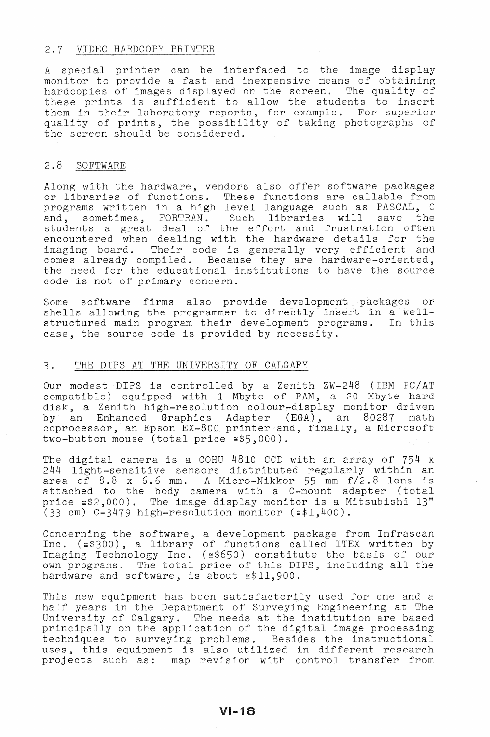## 2.7 VIDEO HARDCOPY PRINTER

A special printer can be interfaced to the image display monitor to provide a fast and inexpensive means of obtaining hardcopies of images displayed on the screen. The quality of these prints is sufficient to allow the students to insert them in their laboratory reports, for example. For superior quality of prints, the possibility of taking photographs of the screen should be considered.

## 2.8 SOFTWARE

Along with the hardware, vendors also offer software packages or libraries of functions. These functions are callable from programs written in a high level language such as PASCAL, C and, sometimes, FORTRAN. Such libraries will save the students a great deal of the effort and frustration often encountered when dealing with the hardware details for the imaging board. Their code is generally very efficient and comes already compiled. Because they are hardware-oriented, the need for the educational institutions to have the source code is not of primary concern.

Some software firms also provide development packages or shells allowing the programmer to directly insert in a well-structured main program their development programs. In this case, the source code is provided by necessity.

# 3. THE DIPS AT THE UNIVERSITY OF CALGARY

Our modest DIPS is controlled by a Zenith ZW-248 (IBM PC/AT compatible) equipped with 1 Mbyte of RAM, a 20 Mbyte hard disk, a Zenith high-resolution colour-display monitor driven by an Enhanced Graphics Adapter (EGA), an 80287 math coprocessor, an Epson EX-800 printer and, finally, a Microsoft two-button mouse (total price ≅$5,000).

The digital camera is a COHU 4810 CCD with an array of 754 x 244 light-sensitive sensors distributed regularly within an area of 8.8 x 6.6 mm. A Micro-Nikkor 55 mm f/2.8 lens is attached to the body camera with a C-mount adapter (total price ≅$2,000). The image display monitor is a Mitsubishi 13" (33 cm) C-3479 high-resolution monitor (≅$1,400).

Concerning the software, a development package from Infrascan Inc. (≅$300), a library of functions called ITEX written by Imaging Technology Inc. (≅$650) constitute the basis of our own programs. The total price of this DIPS, including all the hardware and software, is about ≅$11,900.

This new equipment has been satisfactorily used for one and a half years in the Department of Surveying Engineering at The University of Calgary. The needs at the institution are based principally on the application of the digital image processing techniques to surveying problems. Besides the instructional uses, this equipment is also utilized in different research projects such as: map revision with control transfer from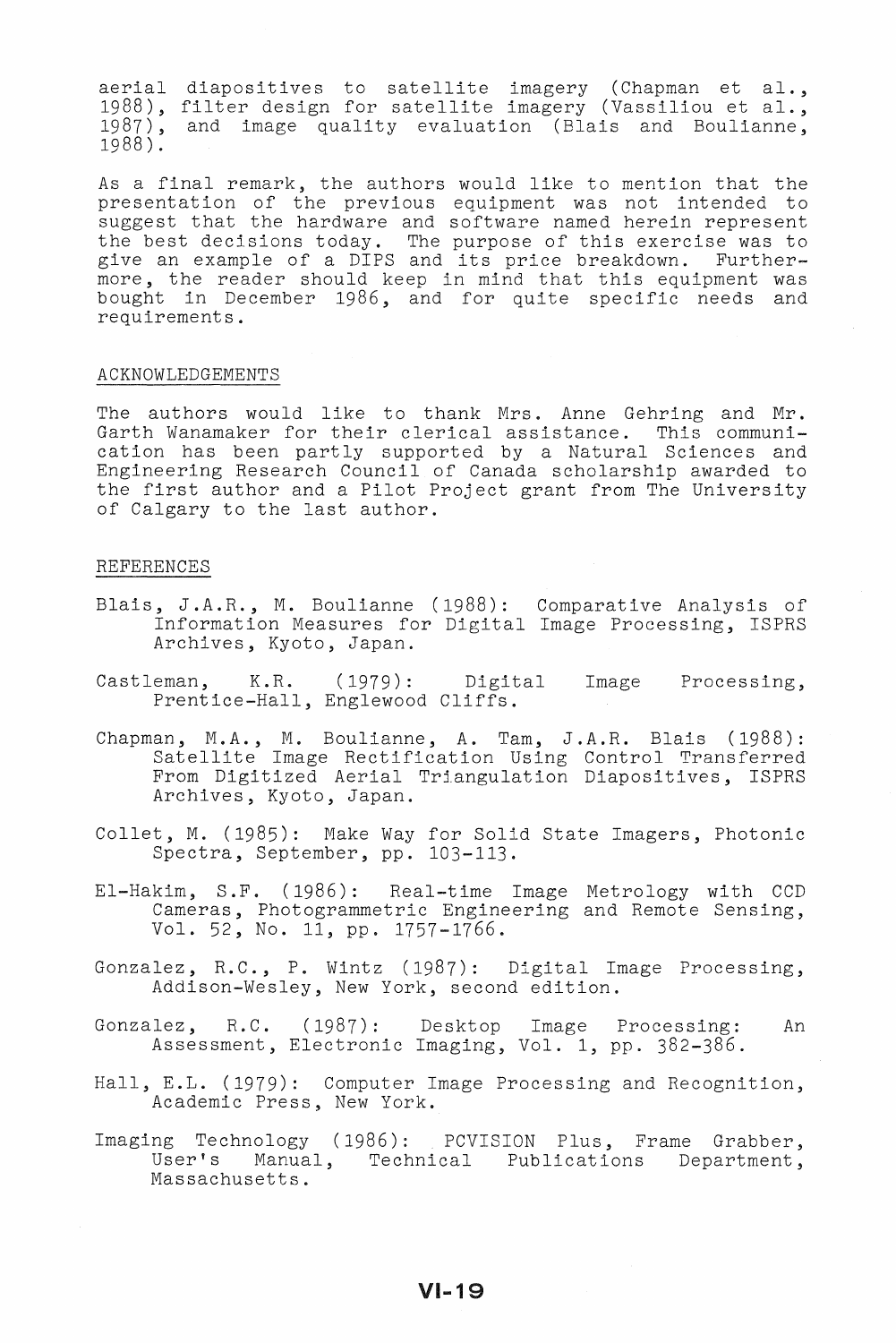aerial diapositives to satellite imagery (Chapman et al., 1988), filter design for satellite imagery (Vassiliou et al., 1987), and image quality evaluation (Blais and Boulianne, 1988).

As a final remark, the authors would like to mention that the presentation of the previous equipment was not intended to suggest that the hardware and software named herein represent the best decisions today. The purpose of this exercise was to give an example of a DIPS and its price breakdown. Furthermore, the reader should keep in mind that this equipment was bought in December 1986, and for quite specific needs and requirements.

## ACKNOWLEDGEMENTS

The authors would like to thank Mrs. Anne Gehring and Mr. Garth Wanamaker for their clerical assistance. This communication has been partly supported by a Natural Sciences and Engineering Research Council of Canada scholarship awarded to the first author and a Pilot Project grant from The University of Calgary to the last author.

## REFERENCES

Blais, J.A.R., M. Boulianne (1988): Comparative Analysis of Information Measures for Digital Image Processing, ISPRS Archives, Kyoto, Japan.

Castleman, K.R. (1979): Digital Image Processing, Prentice-Hall, Englewood Cliffs.

Chapman, M.A., M. Boulianne, A. Tam, J.A.R. Blais (1988): Satellite Image Rectification Using Control Transferred From Digitized Aerial Triangulation Diapositives, ISPRS Archives, Kyoto, Japan.

Collet, M. (1985): Make Way for Solid State Imagers, Photonic Spectra, September, pp. 103-113.

El-Hakim, S.F. (1986): Real-time Image Metrology with CCD Cameras, Photogrammetric Engineering and Remote Sensing, Vol. 52, No. 11, pp. 1757-1766.

Gonzalez, R.C., P. Wintz (1987): Digital Image Processing, Addison-Wesley, New York, second edition.

Gonzalez, R.C. (1987): Desktop Image Processing: An Assessment, Electronic Imaging, Vol. 1, pp. 382-386.

Hall, E.L. (1979): Computer Image Processing and Recognition, Academic Press, New York.

Imaging Technology (1986): PCVISION Plus, Frame Grabber, User's Manual, Technical Publications Department, Massachusetts.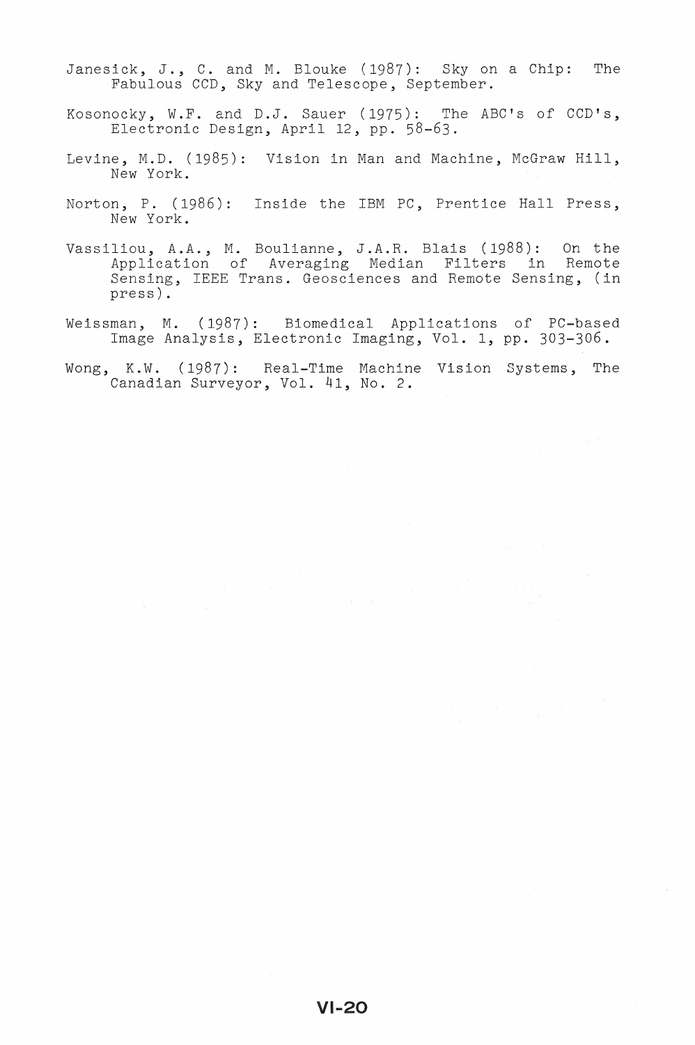Janesick, J., C. and M. Blouke (1987): Sky on a Chip: The Fabulous CCD, Sky and Telescope, September.

Kosonocky, W.F. and D.J. Sauer (1975): The ABC's of CCD's, Electronic Design, April 12, pp. 58-63.

Levine, M.D. (1985): Vision in Man and Machine, McGraw Hill, New York.

Norton, P. (1986): Inside the IBM PC, Prentice Hall Press, New York.

Vassiliou, A.A., M. Boulianne, J.A.R. Blais (1988): On the Application of Averaging Median Filters in Remote Sensing, IEEE Trans. Geosciences and Remote Sensing, (in press).

Weissman, M. (1987): Biomedical Applications of PC-based Image Analysis, Electronic Imaging, Vol. 1, pp. 303-306.

Wong, K.W. (1987): Real-Time Machine Vision Systems, The Canadian Surveyor, Vol. 41, No. 2.